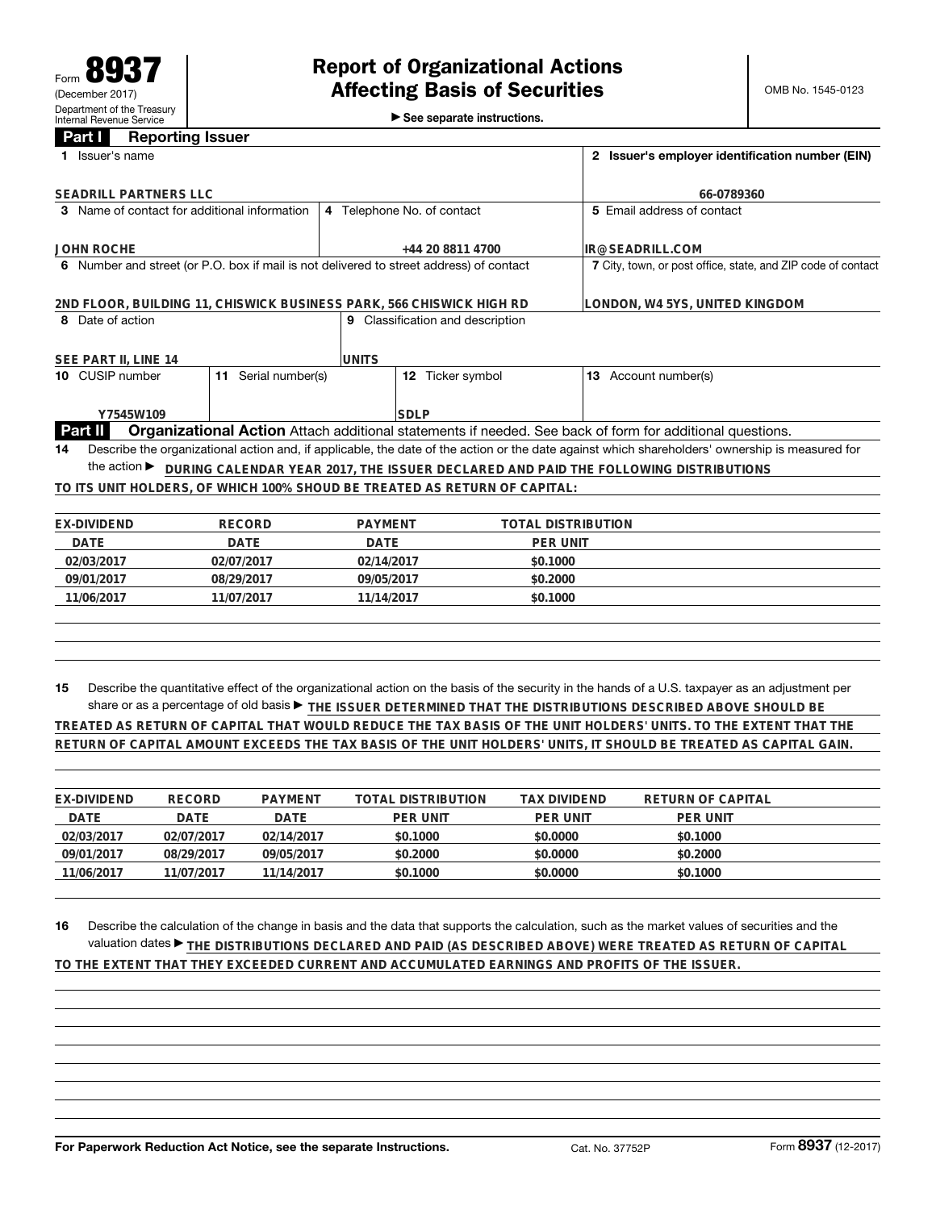Form **8937**
(December 2017)
Department of the Treasury
Internal Revenue Service

# Report of Organizational Actions Affecting Basis of Securities

▶ See separate instructions.

OMB No. 1545-0123

## Part I Reporting Issuer

| Field | Value |
|---|---|
| 1 Issuer's name | SEADRILL PARTNERS LLC |
| 2 Issuer's employer identification number (EIN) | 66-0789360 |
| 3 Name of contact for additional information | JOHN ROCHE |
| 4 Telephone No. of contact | +44 20 8811 4700 |
| 5 Email address of contact | IR@SEADRILL.COM |
| 6 Number and street (or P.O. box if mail is not delivered to street address) of contact | 2ND FLOOR, BUILDING 11, CHISWICK BUSINESS PARK, 566 CHISWICK HIGH RD |
| 7 City, town, or post office, state, and ZIP code of contact | LONDON, W4 5YS, UNITED KINGDOM |
| 8 Date of action | SEE PART II, LINE 14 |
| 9 Classification and description | UNITS |
| 10 CUSIP number | Y7545W109 |
| 11 Serial number(s) | |
| 12 Ticker symbol | SDLP |
| 13 Account number(s) | |

## Part II Organizational Action

Attach additional statements if needed. See back of form for additional questions.

**14** Describe the organizational action and, if applicable, the date of the action or the date against which shareholders' ownership is measured for the action ▶ DURING CALENDAR YEAR 2017, THE ISSUER DECLARED AND PAID THE FOLLOWING DISTRIBUTIONS TO ITS UNIT HOLDERS, OF WHICH 100% SHOUD BE TREATED AS RETURN OF CAPITAL:

| EX-DIVIDEND DATE | RECORD DATE | PAYMENT DATE | TOTAL DISTRIBUTION PER UNIT |
|---|---|---|---|
| 02/03/2017 | 02/07/2017 | 02/14/2017 | $0.1000 |
| 09/01/2017 | 08/29/2017 | 09/05/2017 | $0.2000 |
| 11/06/2017 | 11/07/2017 | 11/14/2017 | $0.1000 |

**15** Describe the quantitative effect of the organizational action on the basis of the security in the hands of a U.S. taxpayer as an adjustment per share or as a percentage of old basis ▶ THE ISSUER DETERMINED THAT THE DISTRIBUTIONS DESCRIBED ABOVE SHOULD BE TREATED AS RETURN OF CAPITAL THAT WOULD REDUCE THE TAX BASIS OF THE UNIT HOLDERS' UNITS. TO THE EXTENT THAT THE RETURN OF CAPITAL AMOUNT EXCEEDS THE TAX BASIS OF THE UNIT HOLDERS' UNITS, IT SHOULD BE TREATED AS CAPITAL GAIN.

| EX-DIVIDEND DATE | RECORD DATE | PAYMENT DATE | TOTAL DISTRIBUTION PER UNIT | TAX DIVIDEND PER UNIT | RETURN OF CAPITAL PER UNIT |
|---|---|---|---|---|---|
| 02/03/2017 | 02/07/2017 | 02/14/2017 | $0.1000 | $0.0000 | $0.1000 |
| 09/01/2017 | 08/29/2017 | 09/05/2017 | $0.2000 | $0.0000 | $0.2000 |
| 11/06/2017 | 11/07/2017 | 11/14/2017 | $0.1000 | $0.0000 | $0.1000 |

**16** Describe the calculation of the change in basis and the data that supports the calculation, such as the market values of securities and the valuation dates ▶ THE DISTRIBUTIONS DECLARED AND PAID (AS DESCRIBED ABOVE) WERE TREATED AS RETURN OF CAPITAL TO THE EXTENT THAT THEY EXCEEDED CURRENT AND ACCUMULATED EARNINGS AND PROFITS OF THE ISSUER.

For Paperwork Reduction Act Notice, see the separate Instructions. Cat. No. 37752P Form **8937** (12-2017)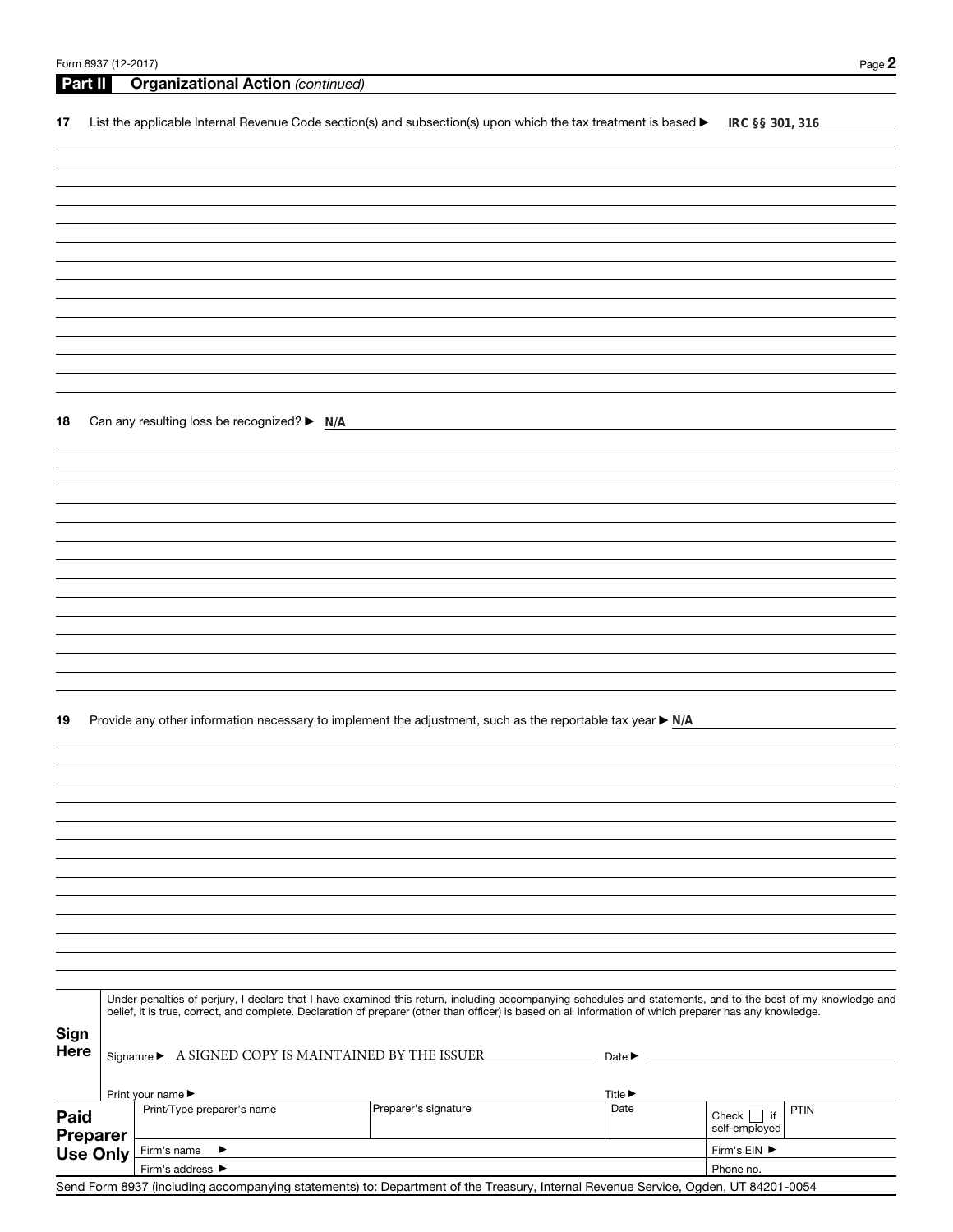Form 8937 (12-2017)

## Part II Organizational Action *(continued)*

**17** List the applicable Internal Revenue Code section(s) and subsection(s) upon which the tax treatment is based ▶ **IRC §§ 301, 316**

**18** Can any resulting loss be recognized? ▶ **N/A**

**19** Provide any other information necessary to implement the adjustment, such as the reportable tax year ▶ **N/A**

**Sign Here**

Under penalties of perjury, I declare that I have examined this return, including accompanying schedules and statements, and to the best of my knowledge and belief, it is true, correct, and complete. Declaration of preparer (other than officer) is based on all information of which preparer has any knowledge.

Signature ▶ A SIGNED COPY IS MAINTAINED BY THE ISSUER     Date ▶

Print your name ▶     Title ▶

| **Paid Preparer Use Only** | | | | | |
|---|---|---|---|---|---|
| | Print/Type preparer's name | Preparer's signature | Date | Check ☐ if self-employed | PTIN |
| | Firm's name ▶ | | | Firm's EIN ▶ | |
| | Firm's address ▶ | | | Phone no. | |

Send Form 8937 (including accompanying statements) to: Department of the Treasury, Internal Revenue Service, Ogden, UT 84201-0054